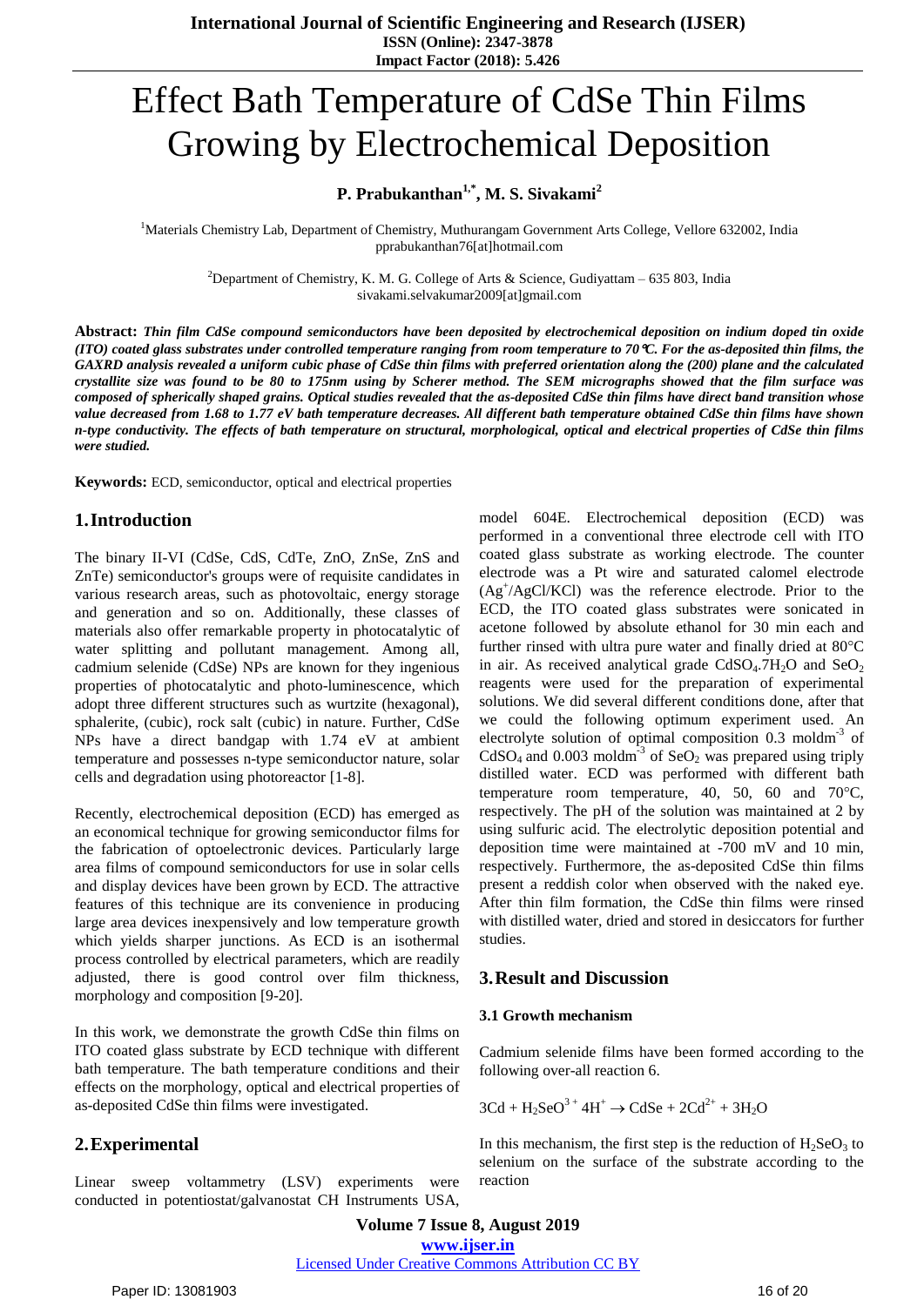# Effect Bath Temperature of CdSe Thin Films Growing by Electrochemical Deposition

**P. Prabukanthan[1,*], M. S. Sivakami[2]**

[1]Materials Chemistry Lab, Department of Chemistry, Muthurangam Government Arts College, Vellore 632002, India
pprabukanthan76[at]hotmail.com

[2]Department of Chemistry, K. M. G. College of Arts & Science, Gudiyattam – 635 803, India
sivakami.selvakumar2009[at]gmail.com

**Abstract:** ***Thin film CdSe compound semiconductors have been deposited by electrochemical deposition on indium doped tin oxide (ITO) coated glass substrates under controlled temperature ranging from room temperature to 70℃. For the as-deposited thin films, the GAXRD analysis revealed a uniform cubic phase of CdSe thin films with preferred orientation along the (200) plane and the calculated crystallite size was found to be 80 to 175nm using by Scherer method. The SEM micrographs showed that the film surface was composed of spherically shaped grains. Optical studies revealed that the as-deposited CdSe thin films have direct band transition whose value decreased from 1.68 to 1.77 eV bath temperature decreases. All different bath temperature obtained CdSe thin films have shown n-type conductivity. The effects of bath temperature on structural, morphological, optical and electrical properties of CdSe thin films were studied.***

**Keywords:** ECD, semiconductor, optical and electrical properties

## 1. Introduction

The binary II-VI (CdSe, CdS, CdTe, ZnO, ZnSe, ZnS and ZnTe) semiconductor's groups were of requisite candidates in various research areas, such as photovoltaic, energy storage and generation and so on. Additionally, these classes of materials also offer remarkable property in photocatalytic of water splitting and pollutant management. Among all, cadmium selenide (CdSe) NPs are known for they ingenious properties of photocatalytic and photo-luminescence, which adopt three different structures such as wurtzite (hexagonal), sphalerite, (cubic), rock salt (cubic) in nature. Further, CdSe NPs have a direct bandgap with 1.74 eV at ambient temperature and possesses n-type semiconductor nature, solar cells and degradation using photoreactor [1-8].

Recently, electrochemical deposition (ECD) has emerged as an economical technique for growing semiconductor films for the fabrication of optoelectronic devices. Particularly large area films of compound semiconductors for use in solar cells and display devices have been grown by ECD. The attractive features of this technique are its convenience in producing large area devices inexpensively and low temperature growth which yields sharper junctions. As ECD is an isothermal process controlled by electrical parameters, which are readily adjusted, there is good control over film thickness, morphology and composition [9-20].

In this work, we demonstrate the growth CdSe thin films on ITO coated glass substrate by ECD technique with different bath temperature. The bath temperature conditions and their effects on the morphology, optical and electrical properties of as-deposited CdSe thin films were investigated.

## 2. Experimental

Linear sweep voltammetry (LSV) experiments were conducted in potentiostat/galvanostat CH Instruments USA, model 604E. Electrochemical deposition (ECD) was performed in a conventional three electrode cell with ITO coated glass substrate as working electrode. The counter electrode was a Pt wire and saturated calomel electrode ($Ag^+$/AgCl/KCl) was the reference electrode. Prior to the ECD, the ITO coated glass substrates were sonicated in acetone followed by absolute ethanol for 30 min each and further rinsed with ultra pure water and finally dried at 80°C in air. As received analytical grade $CdSO_4.7H_2O$ and $SeO_2$ reagents were used for the preparation of experimental solutions. We did several different conditions done, after that we could the following optimum experiment used. An electrolyte solution of optimal composition 0.3 $moldm^{-3}$ of $CdSO_4$ and 0.003 $moldm^{-3}$ of $SeO_2$ was prepared using triply distilled water. ECD was performed with different bath temperature room temperature, 40, 50, 60 and 70°C, respectively. The pH of the solution was maintained at 2 by using sulfuric acid. The electrolytic deposition potential and deposition time were maintained at -700 mV and 10 min, respectively. Furthermore, the as-deposited CdSe thin films present a reddish color when observed with the naked eye. After thin film formation, the CdSe thin films were rinsed with distilled water, dried and stored in desiccators for further studies.

## 3. Result and Discussion

### 3.1 Growth mechanism

Cadmium selenide films have been formed according to the following over-all reaction 6.

$$3Cd + H_2SeO^{3+} 4H^+ \rightarrow CdSe + 2Cd^{2+} + 3H_2O$$

In this mechanism, the first step is the reduction of $H_2SeO_3$ to selenium on the surface of the substrate according to the reaction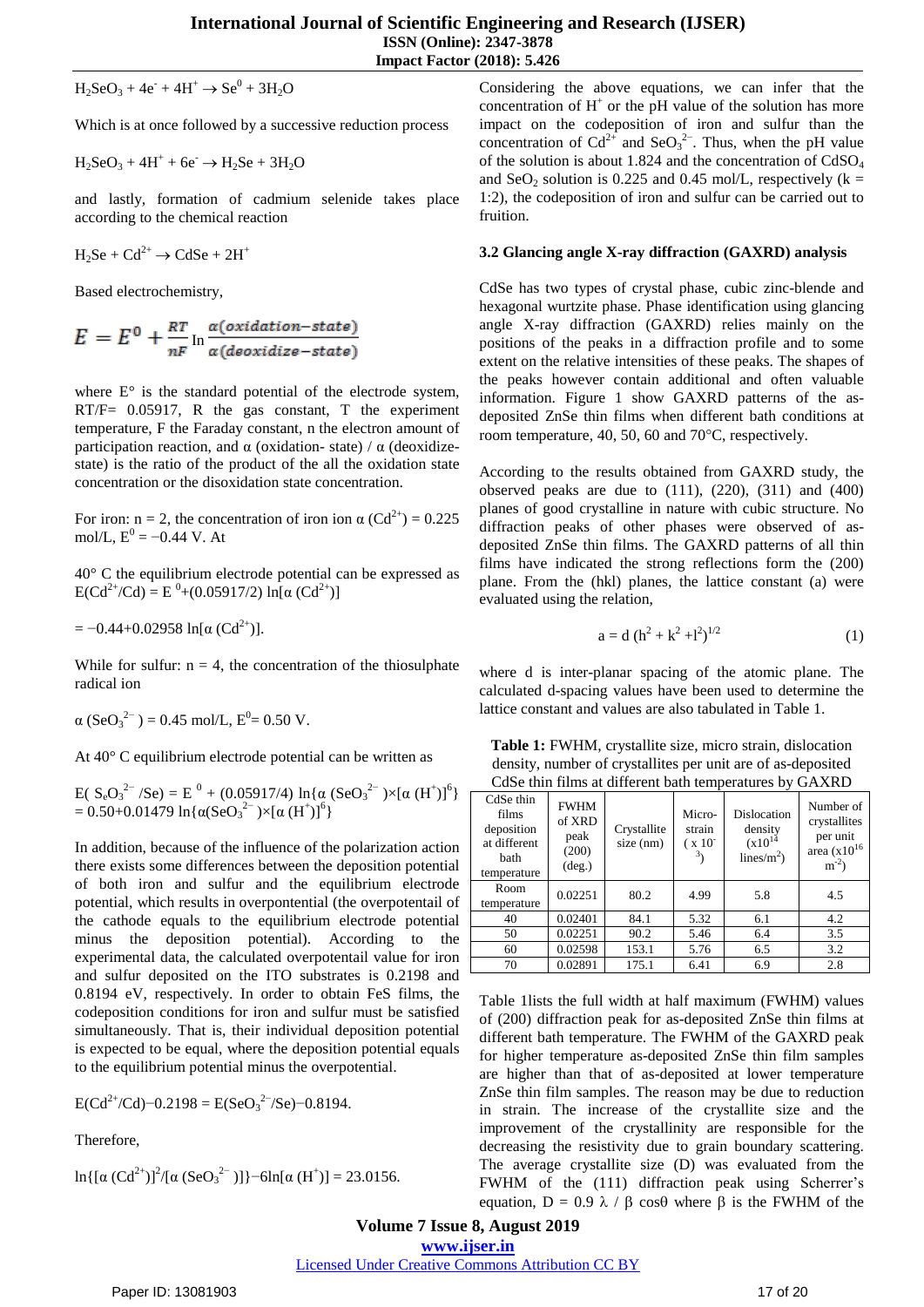$H_2SeO_3 + 4e^- + 4H^+ \rightarrow Se^0 + 3H_2O$

Which is at once followed by a successive reduction process

$H_2SeO_3 + 4H^+ + 6e^- \rightarrow H_2Se + 3H_2O$

and lastly, formation of cadmium selenide takes place according to the chemical reaction

$H_2Se + Cd^{2+} \rightarrow CdSe + 2H^+$

Based electrochemistry,

$$E = E^0 + \frac{RT}{nF}\ln\frac{\alpha(oxidation-state)}{\alpha(deoxidize-state)}$$

where E° is the standard potential of the electrode system, RT/F= 0.05917, R the gas constant, T the experiment temperature, F the Faraday constant, n the electron amount of participation reaction, and α (oxidation- state) / α (deoxidize-state) is the ratio of the product of the all the oxidation state concentration or the disoxidation state concentration.

For iron: n = 2, the concentration of iron ion $\alpha(Cd^{2+}) = 0.225$ mol/L, $E^0 = -0.44$ V. At

40° C the equilibrium electrode potential can be expressed as $E(Cd^{2+}/Cd) = E^0 + (0.05917/2)\ln[\alpha(Cd^{2+})]$

$= -0.44 + 0.02958\ln[\alpha(Cd^{2+})]$.

While for sulfur: n = 4, the concentration of the thiosulphate radical ion

$\alpha(SeO_3^{2-}) = 0.45$ mol/L, $E^0 = 0.50$ V.

At 40° C equilibrium electrode potential can be written as

$E(S_eO_3^{2-}/Se) = E^0 + (0.05917/4)\ln\{\alpha(SeO_3^{2-})\times[\alpha(H^+)]^6\}$
$= 0.50 + 0.01479\ln\{\alpha(SeO_3^{2-})\times[\alpha(H^+)]^6\}$

In addition, because of the influence of the polarization action there exists some differences between the deposition potential of both iron and sulfur and the equilibrium electrode potential, which results in overpotential (the overpotential of the cathode equals to the equilibrium electrode potential minus the deposition potential). According to the experimental data, the calculated overpotential value for iron and sulfur deposited on the ITO substrates is 0.2198 and 0.8194 eV, respectively. In order to obtain FeS films, the codeposition conditions for iron and sulfur must be satisfied simultaneously. That is, their individual deposition potential is expected to be equal, where the deposition potential equals to the equilibrium potential minus the overpotential.

$E(Cd^{2+}/Cd) - 0.2198 = E(SeO_3^{2-}/Se) - 0.8194$.

Therefore,

$\ln\{[\alpha(Cd^{2+})]^2/[\alpha(SeO_3^{2-})]\} - 6\ln[\alpha(H^+)] = 23.0156$.

Considering the above equations, we can infer that the concentration of $H^+$ or the pH value of the solution has more impact on the codeposition of iron and sulfur than the concentration of $Cd^{2+}$ and $SeO_3^{2-}$. Thus, when the pH value of the solution is about 1.824 and the concentration of $CdSO_4$ and $SeO_2$ solution is 0.225 and 0.45 mol/L, respectively (k = 1:2), the codeposition of iron and sulfur can be carried out to fruition.

### 3.2 Glancing angle X-ray diffraction (GAXRD) analysis

CdSe has two types of crystal phase, cubic zinc-blende and hexagonal wurtzite phase. Phase identification using glancing angle X-ray diffraction (GAXRD) relies mainly on the positions of the peaks in a diffraction profile and to some extent on the relative intensities of these peaks. The shapes of the peaks however contain additional and often valuable information. Figure 1 show GAXRD patterns of the as-deposited ZnSe thin films when different bath conditions at room temperature, 40, 50, 60 and 70°C, respectively.

According to the results obtained from GAXRD study, the observed peaks are due to (111), (220), (311) and (400) planes of good crystalline in nature with cubic structure. No diffraction peaks of other phases were observed of as-deposited ZnSe thin films. The GAXRD patterns of all thin films have indicated the strong reflections form the (200) plane. From the (hkl) planes, the lattice constant (a) were evaluated using the relation,

$$a = d\,(h^2 + k^2 + l^2)^{1/2} \quad (1)$$

where d is inter-planar spacing of the atomic plane. The calculated d-spacing values have been used to determine the lattice constant and values are also tabulated in Table 1.

**Table 1:** FWHM, crystallite size, micro strain, dislocation density, number of crystallites per unit are of as-deposited CdSe thin films at different bath temperatures by GAXRD

| CdSe thin films deposition at different bath temperature | FWHM of XRD peak (200) (deg.) | Crystallite size (nm) | Micro-strain ( x $10^{-3}$) | Dislocation density (x$10^{14}$ lines/m$^2$) | Number of crystallites per unit area (x$10^{16}$ m$^{-2}$) |
|---|---|---|---|---|---|
| Room temperature | 0.02251 | 80.2 | 4.99 | 5.8 | 4.5 |
| 40 | 0.02401 | 84.1 | 5.32 | 6.1 | 4.2 |
| 50 | 0.02251 | 90.2 | 5.46 | 6.4 | 3.5 |
| 60 | 0.02598 | 153.1 | 5.76 | 6.5 | 3.2 |
| 70 | 0.02891 | 175.1 | 6.41 | 6.9 | 2.8 |

Table 1lists the full width at half maximum (FWHM) values of (200) diffraction peak for as-deposited ZnSe thin films at different bath temperature. The FWHM of the GAXRD peak for higher temperature as-deposited ZnSe thin film samples are higher than that of as-deposited at lower temperature ZnSe thin film samples. The reason may be due to reduction in strain. The increase of the crystallite size and the improvement of the crystallinity are responsible for the decreasing the resistivity due to grain boundary scattering. The average crystallite size (D) was evaluated from the FWHM of the (111) diffraction peak using Scherrer's equation, $D = 0.9\,\lambda / \beta\cos\theta$ where β is the FWHM of the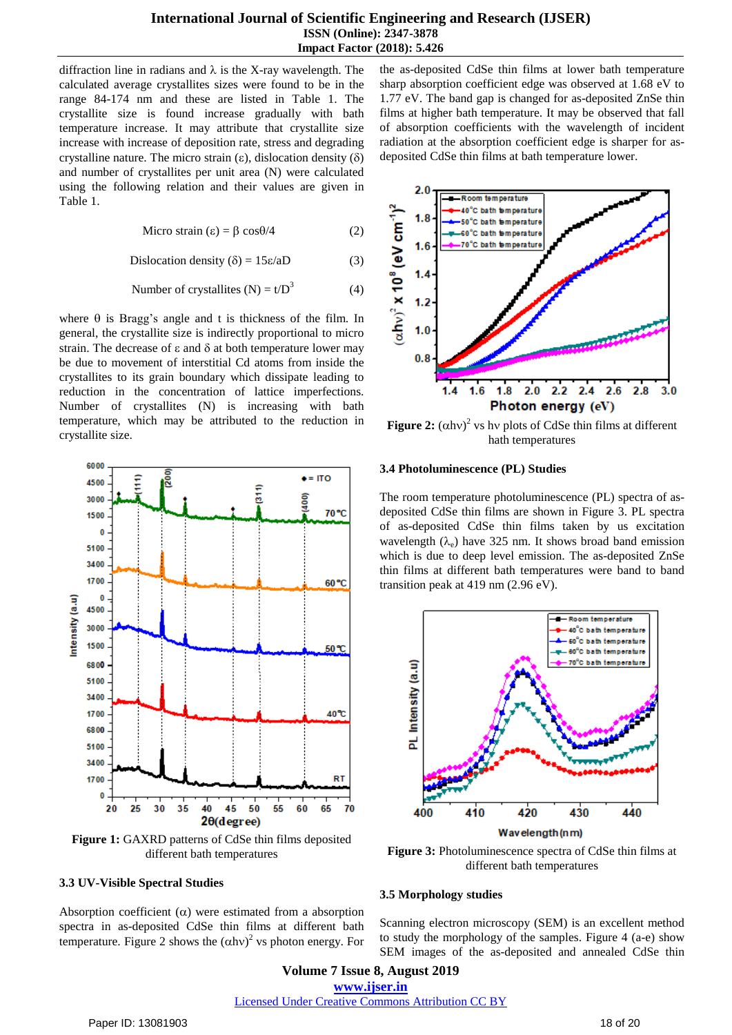diffraction line in radians and λ is the X-ray wavelength. The calculated average crystallites sizes were found to be in the range 84-174 nm and these are listed in Table 1. The crystallite size is found increase gradually with bath temperature increase. It may attribute that crystallite size increase with increase of deposition rate, stress and degrading crystalline nature. The micro strain (ε), dislocation density (δ) and number of crystallites per unit area (N) were calculated using the following relation and their values are given in Table 1.

$$\text{Micro strain } (\varepsilon) = \beta \cos\theta/4 \quad (2)$$

$$\text{Dislocation density } (\delta) = 15\varepsilon/aD \quad (3)$$

$$\text{Number of crystallites } (N) = t/D^3 \quad (4)$$

where θ is Bragg's angle and t is thickness of the film. In general, the crystallite size is indirectly proportional to micro strain. The decrease of ε and δ at both temperature lower may be due to movement of interstitial Cd atoms from inside the crystallites to its grain boundary which dissipate leading to reduction in the concentration of lattice imperfections. Number of crystallites (N) is increasing with bath temperature, which may be attributed to the reduction in crystallite size.

**Figure 1:** GAXRD patterns of CdSe thin films deposited different bath temperatures

### 3.3 UV-Visible Spectral Studies

Absorption coefficient (α) were estimated from a absorption spectra in as-deposited CdSe thin films at different bath temperature. Figure 2 shows the $(\alpha h\nu)^2$ vs photon energy. For the as-deposited CdSe thin films at lower bath temperature sharp absorption coefficient edge was observed at 1.68 eV to 1.77 eV. The band gap is changed for as-deposited ZnSe thin films at higher bath temperature. It may be observed that fall of absorption coefficients with the wavelength of incident radiation at the absorption coefficient edge is sharper for as-deposited CdSe thin films at bath temperature lower.

**Figure 2:** $(\alpha h\nu)^2$ vs hν plots of CdSe thin films at different hath temperatures

### 3.4 Photoluminescence (PL) Studies

The room temperature photoluminescence (PL) spectra of as-deposited CdSe thin films are shown in Figure 3. PL spectra of as-deposited CdSe thin films taken by us excitation wavelength ($\lambda_e$) have 325 nm. It shows broad band emission which is due to deep level emission. The as-deposited ZnSe thin films at different bath temperatures were band to band transition peak at 419 nm (2.96 eV).

**Figure 3:** Photoluminescence spectra of CdSe thin films at different bath temperatures

### 3.5 Morphology studies

Scanning electron microscopy (SEM) is an excellent method to study the morphology of the samples. Figure 4 (a-e) show SEM images of the as-deposited and annealed CdSe thin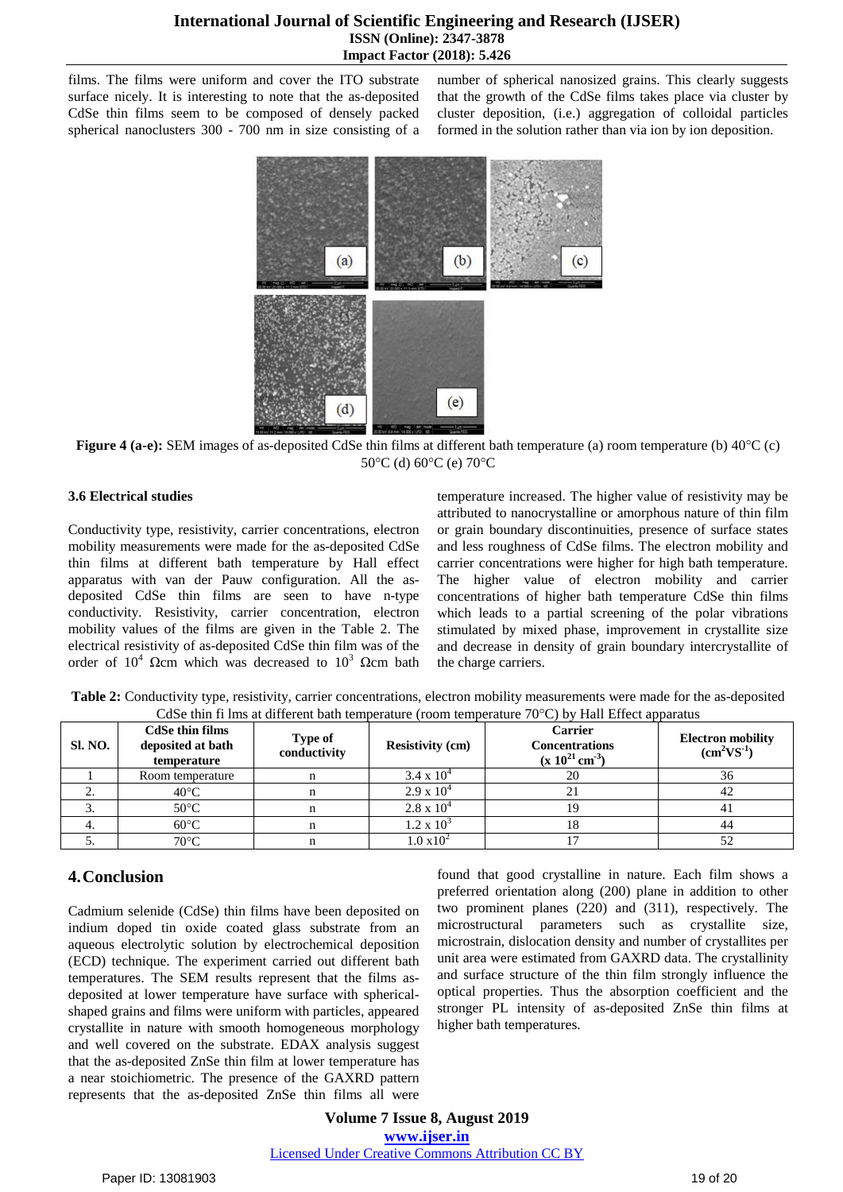films. The films were uniform and cover the ITO substrate surface nicely. It is interesting to note that the as-deposited CdSe thin films seem to be composed of densely packed spherical nanoclusters 300 - 700 nm in size consisting of a number of spherical nanosized grains. This clearly suggests that the growth of the CdSe films takes place via cluster by cluster deposition, (i.e.) aggregation of colloidal particles formed in the solution rather than via ion by ion deposition.

**Figure 4 (a-e):** SEM images of as-deposited CdSe thin films at different bath temperature (a) room temperature (b) 40°C (c) 50°C (d) 60°C (e) 70°C

### 3.6 Electrical studies

Conductivity type, resistivity, carrier concentrations, electron mobility measurements were made for the as-deposited CdSe thin films at different bath temperature by Hall effect apparatus with van der Pauw configuration. All the as-deposited CdSe thin films are seen to have n-type conductivity. Resistivity, carrier concentration, electron mobility values of the films are given in the Table 2. The electrical resistivity of as-deposited CdSe thin film was of the order of $10^4$ Ωcm which was decreased to $10^3$ Ωcm bath temperature increased. The higher value of resistivity may be attributed to nanocrystalline or amorphous nature of thin film or grain boundary discontinuities, presence of surface states and less roughness of CdSe films. The electron mobility and carrier concentrations were higher for high bath temperature. The higher value of electron mobility and carrier concentrations of higher bath temperature CdSe thin films which leads to a partial screening of the polar vibrations stimulated by mixed phase, improvement in crystallite size and decrease in density of grain boundary intercrystallite of the charge carriers.

**Table 2:** Conductivity type, resistivity, carrier concentrations, electron mobility measurements were made for the as-deposited CdSe thin fi lms at different bath temperature (room temperature 70°C) by Hall Effect apparatus

| Sl. NO. | CdSe thin films deposited at bath temperature | Type of conductivity | Resistivity (cm) | Carrier Concentrations ($x\ 10^{21}\ cm^{-3}$) | Electron mobility ($cm^2V S^{-1}$) |
|---|---|---|---|---|---|
| 1 | Room temperature | n | $3.4 \times 10^4$ | 20 | 36 |
| 2. | 40°C | n | $2.9 \times 10^4$ | 21 | 42 |
| 3. | 50°C | n | $2.8 \times 10^4$ | 19 | 41 |
| 4. | 60°C | n | $1.2 \times 10^3$ | 18 | 44 |
| 5. | 70°C | n | $1.0 \times 10^2$ | 17 | 52 |

## 4. Conclusion

Cadmium selenide (CdSe) thin films have been deposited on indium doped tin oxide coated glass substrate from an aqueous electrolytic solution by electrochemical deposition (ECD) technique. The experiment carried out different bath temperatures. The SEM results represent that the films as-deposited at lower temperature have surface with spherical-shaped grains and films were uniform with particles, appeared crystallite in nature with smooth homogeneous morphology and well covered on the substrate. EDAX analysis suggest that the as-deposited ZnSe thin film at lower temperature has a near stoichiometric. The presence of the GAXRD pattern represents that the as-deposited ZnSe thin films all were found that good crystalline in nature. Each film shows a preferred orientation along (200) plane in addition to other two prominent planes (220) and (311), respectively. The microstructural parameters such as crystallite size, microstrain, dislocation density and number of crystallites per unit area were estimated from GAXRD data. The crystallinity and surface structure of the thin film strongly influence the optical properties. Thus the absorption coefficient and the stronger PL intensity of as-deposited ZnSe thin films at higher bath temperatures.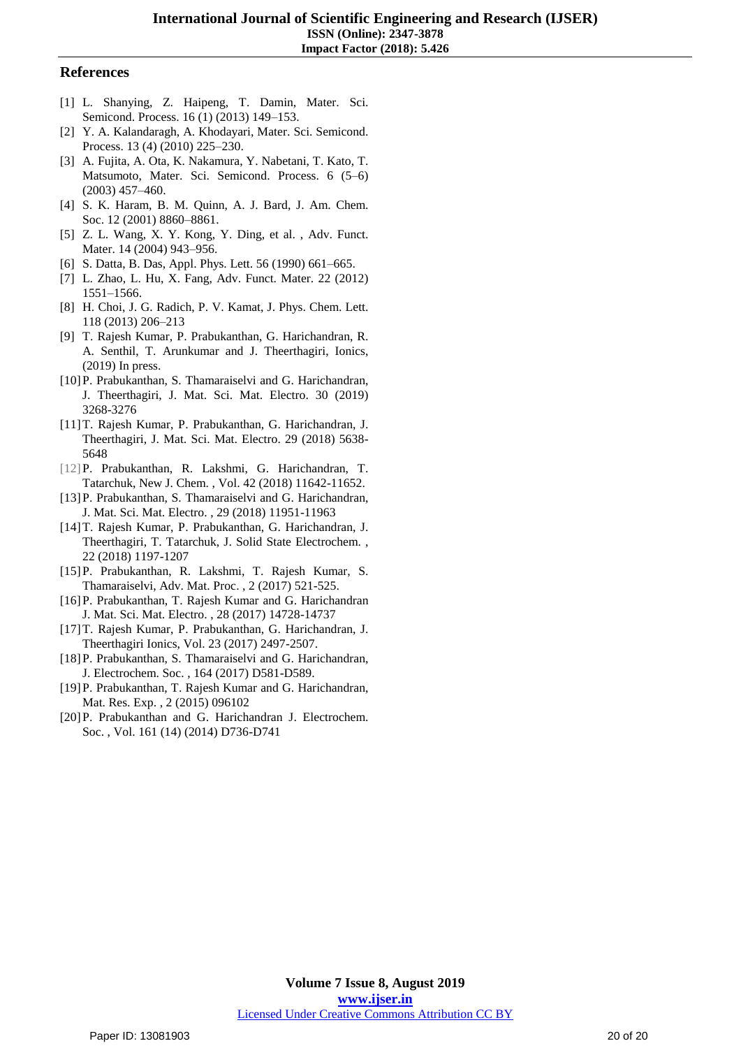## References

[1] L. Shanying, Z. Haipeng, T. Damin, Mater. Sci. Semicond. Process. 16 (1) (2013) 149–153.

[2] Y. A. Kalandaragh, A. Khodayari, Mater. Sci. Semicond. Process. 13 (4) (2010) 225–230.

[3] A. Fujita, A. Ota, K. Nakamura, Y. Nabetani, T. Kato, T. Matsumoto, Mater. Sci. Semicond. Process. 6 (5–6) (2003) 457–460.

[4] S. K. Haram, B. M. Quinn, A. J. Bard, J. Am. Chem. Soc. 12 (2001) 8860–8861.

[5] Z. L. Wang, X. Y. Kong, Y. Ding, et al. , Adv. Funct. Mater. 14 (2004) 943–956.

[6] S. Datta, B. Das, Appl. Phys. Lett. 56 (1990) 661–665.

[7] L. Zhao, L. Hu, X. Fang, Adv. Funct. Mater. 22 (2012) 1551–1566.

[8] H. Choi, J. G. Radich, P. V. Kamat, J. Phys. Chem. Lett. 118 (2013) 206–213

[9] T. Rajesh Kumar, P. Prabukanthan, G. Harichandran, R. A. Senthil, T. Arunkumar and J. Theerthagiri, Ionics, (2019) In press.

[10] P. Prabukanthan, S. Thamaraiselvi and G. Harichandran, J. Theerthagiri, J. Mat. Sci. Mat. Electro. 30 (2019) 3268-3276

[11] T. Rajesh Kumar, P. Prabukanthan, G. Harichandran, J. Theerthagiri, J. Mat. Sci. Mat. Electro. 29 (2018) 5638-5648

[12] P. Prabukanthan, R. Lakshmi, G. Harichandran, T. Tatarchuk, New J. Chem. , Vol. 42 (2018) 11642-11652.

[13] P. Prabukanthan, S. Thamaraiselvi and G. Harichandran, J. Mat. Sci. Mat. Electro. , 29 (2018) 11951-11963

[14] T. Rajesh Kumar, P. Prabukanthan, G. Harichandran, J. Theerthagiri, T. Tatarchuk, J. Solid State Electrochem. , 22 (2018) 1197-1207

[15] P. Prabukanthan, R. Lakshmi, T. Rajesh Kumar, S. Thamaraiselvi, Adv. Mat. Proc. , 2 (2017) 521-525.

[16] P. Prabukanthan, T. Rajesh Kumar and G. Harichandran J. Mat. Sci. Mat. Electro. , 28 (2017) 14728-14737

[17] T. Rajesh Kumar, P. Prabukanthan, G. Harichandran, J. Theerthagiri Ionics, Vol. 23 (2017) 2497-2507.

[18] P. Prabukanthan, S. Thamaraiselvi and G. Harichandran, J. Electrochem. Soc. , 164 (2017) D581-D589.

[19] P. Prabukanthan, T. Rajesh Kumar and G. Harichandran, Mat. Res. Exp. , 2 (2015) 096102

[20] P. Prabukanthan and G. Harichandran J. Electrochem. Soc. , Vol. 161 (14) (2014) D736-D741